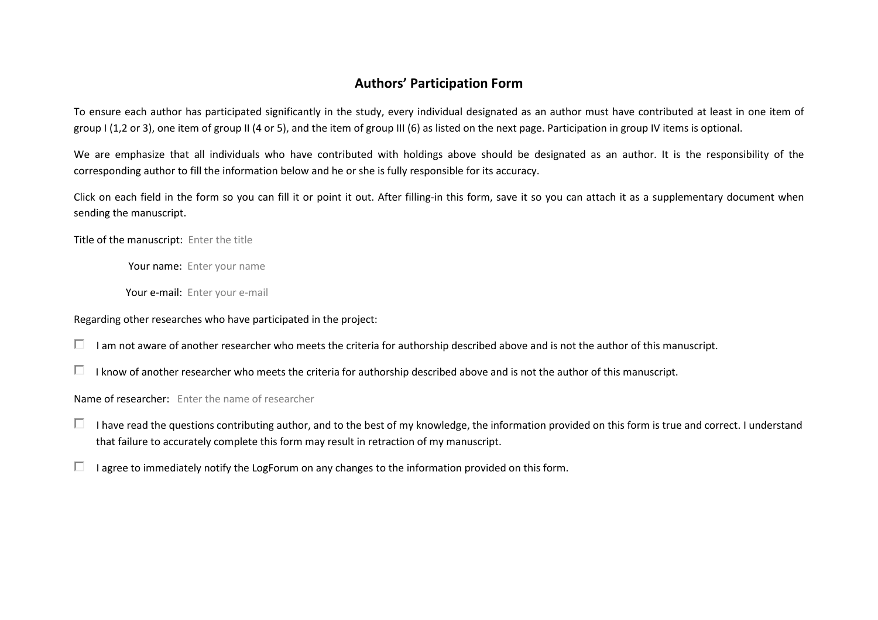## Authors' Participation Form

To ensure each author has participated significantly in the study, every individual designated as an author must have contributed at least in one item of group I (1,2 or 3), one item of group II (4 or 5), and the item of group III (6) as listed on the next page. Participation in group IV items is optional.

We are emphasize that all individuals who have contributed with holdings above should be designated as an author. It is the responsibility of the corresponding author to fill the information below and he or she is fully responsible for its accuracy.

Click on each field in the form so you can fill it or point it out. After filling-in this form, save it so you can attach it as a supplementary document when sending the manuscript.

Title of the manuscript: Enter the title

Your name: Enter your name

Your e-mail: Enter your e-mail

Regarding other researches who have participated in the project:

☐ I am not aware of another researcher who meets the criteria for authorship described above and is not the author of this manuscript.

☐ I know of another researcher who meets the criteria for authorship described above and is not the author of this manuscript.

Name of researcher: Enter the name of researcher

☐ I have read the questions contributing author, and to the best of my knowledge, the information provided on this form is true and correct. I understand that failure to accurately complete this form may result in retraction of my manuscript.

☐ I agree to immediately notify the LogForum on any changes to the information provided on this form.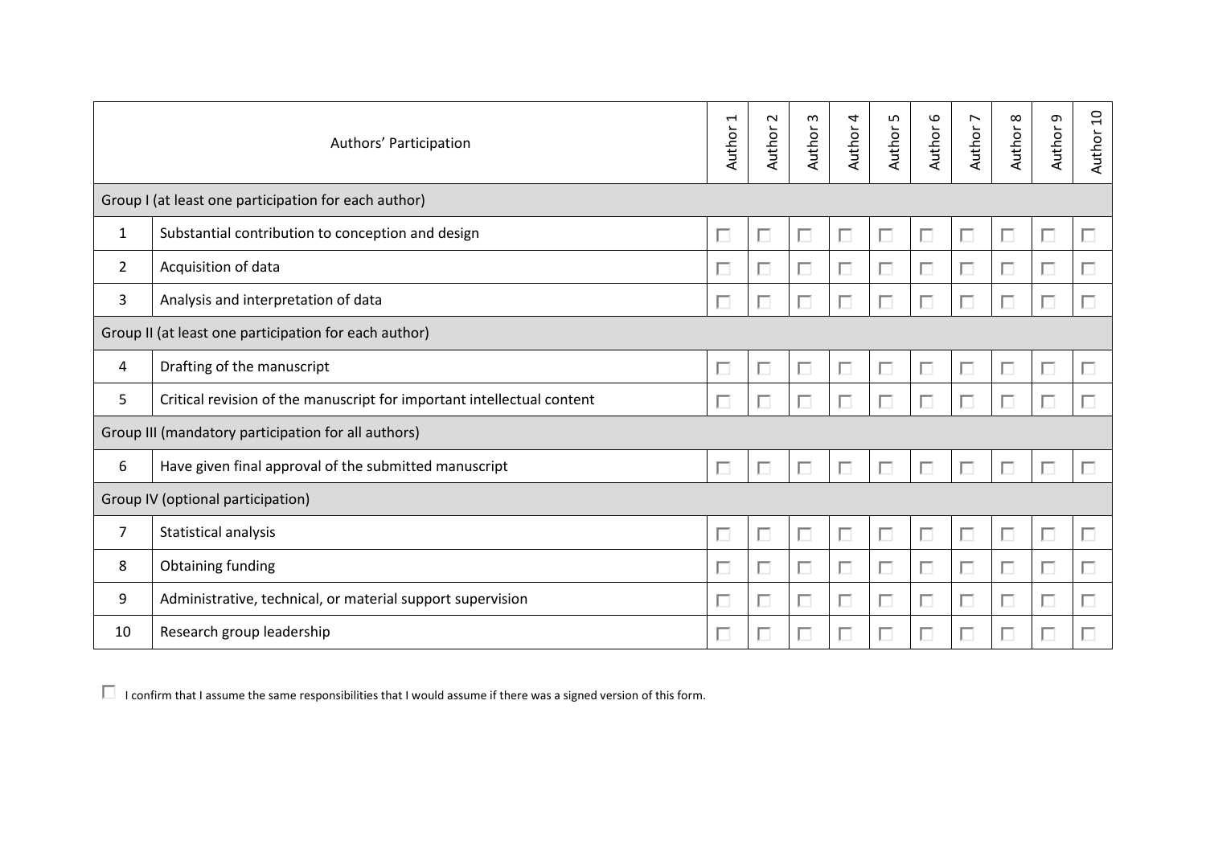| Authors' Participation | | Author 1 | Author 2 | Author 3 | Author 4 | Author 5 | Author 6 | Author 7 | Author 8 | Author 9 | Author 10 |
|---|---|---|---|---|---|---|---|---|---|---|---|
| Group I (at least one participation for each author) | | | | | | | | | | | |
| 1 | Substantial contribution to conception and design | ☐ | ☐ | ☐ | ☐ | ☐ | ☐ | ☐ | ☐ | ☐ | ☐ |
| 2 | Acquisition of data | ☐ | ☐ | ☐ | ☐ | ☐ | ☐ | ☐ | ☐ | ☐ | ☐ |
| 3 | Analysis and interpretation of data | ☐ | ☐ | ☐ | ☐ | ☐ | ☐ | ☐ | ☐ | ☐ | ☐ |
| Group II (at least one participation for each author) | | | | | | | | | | | |
| 4 | Drafting of the manuscript | ☐ | ☐ | ☐ | ☐ | ☐ | ☐ | ☐ | ☐ | ☐ | ☐ |
| 5 | Critical revision of the manuscript for important intellectual content | ☐ | ☐ | ☐ | ☐ | ☐ | ☐ | ☐ | ☐ | ☐ | ☐ |
| Group III (mandatory participation for all authors) | | | | | | | | | | | |
| 6 | Have given final approval of the submitted manuscript | ☐ | ☐ | ☐ | ☐ | ☐ | ☐ | ☐ | ☐ | ☐ | ☐ |
| Group IV (optional participation) | | | | | | | | | | | |
| 7 | Statistical analysis | ☐ | ☐ | ☐ | ☐ | ☐ | ☐ | ☐ | ☐ | ☐ | ☐ |
| 8 | Obtaining funding | ☐ | ☐ | ☐ | ☐ | ☐ | ☐ | ☐ | ☐ | ☐ | ☐ |
| 9 | Administrative, technical, or material support supervision | ☐ | ☐ | ☐ | ☐ | ☐ | ☐ | ☐ | ☐ | ☐ | ☐ |
| 10 | Research group leadership | ☐ | ☐ | ☐ | ☐ | ☐ | ☐ | ☐ | ☐ | ☐ | ☐ |

☐ I confirm that I assume the same responsibilities that I would assume if there was a signed version of this form.